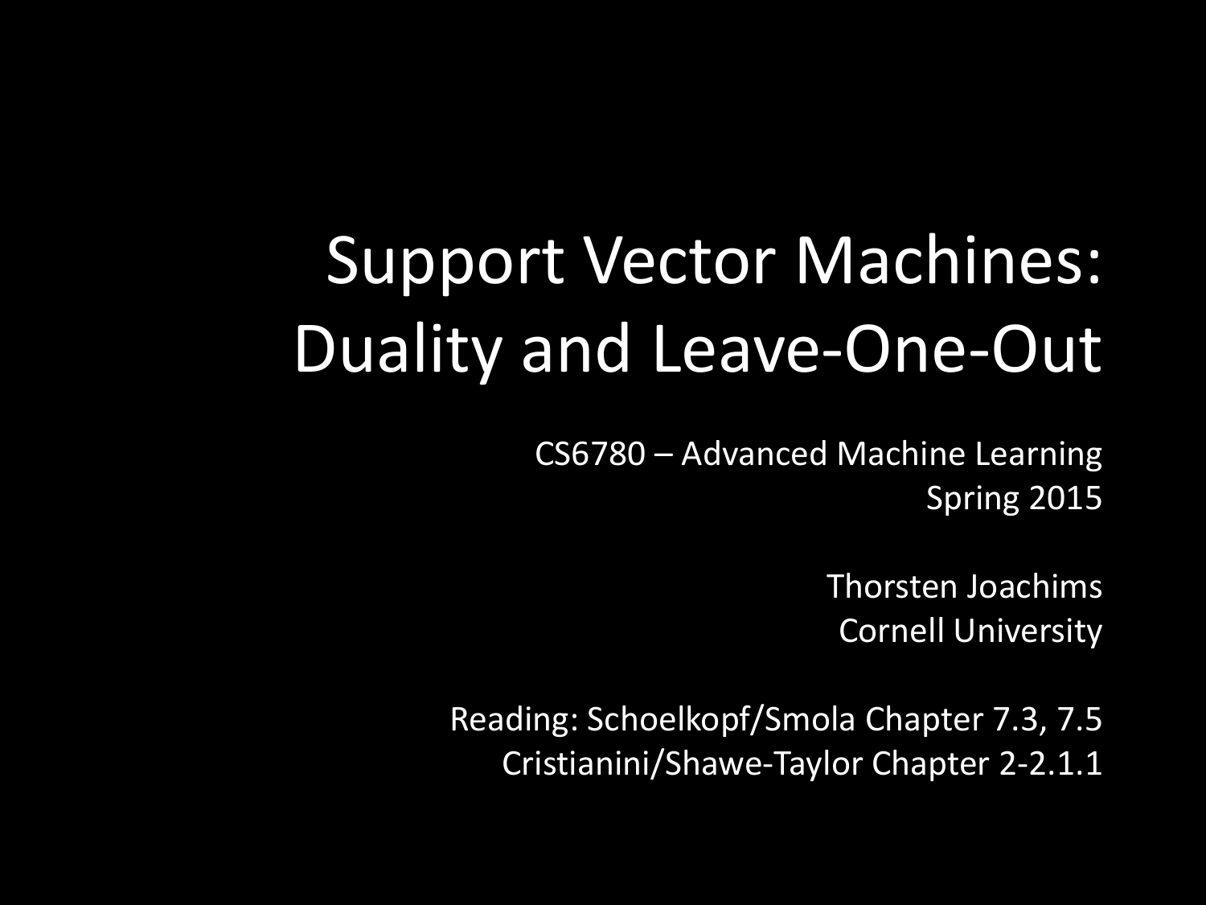# Support Vector Machines: Duality and Leave-One-Out

CS6780 – Advanced Machine Learning
Spring 2015

Thorsten Joachims
Cornell University

Reading: Schoelkopf/Smola Chapter 7.3, 7.5
Cristianini/Shawe-Taylor Chapter 2-2.1.1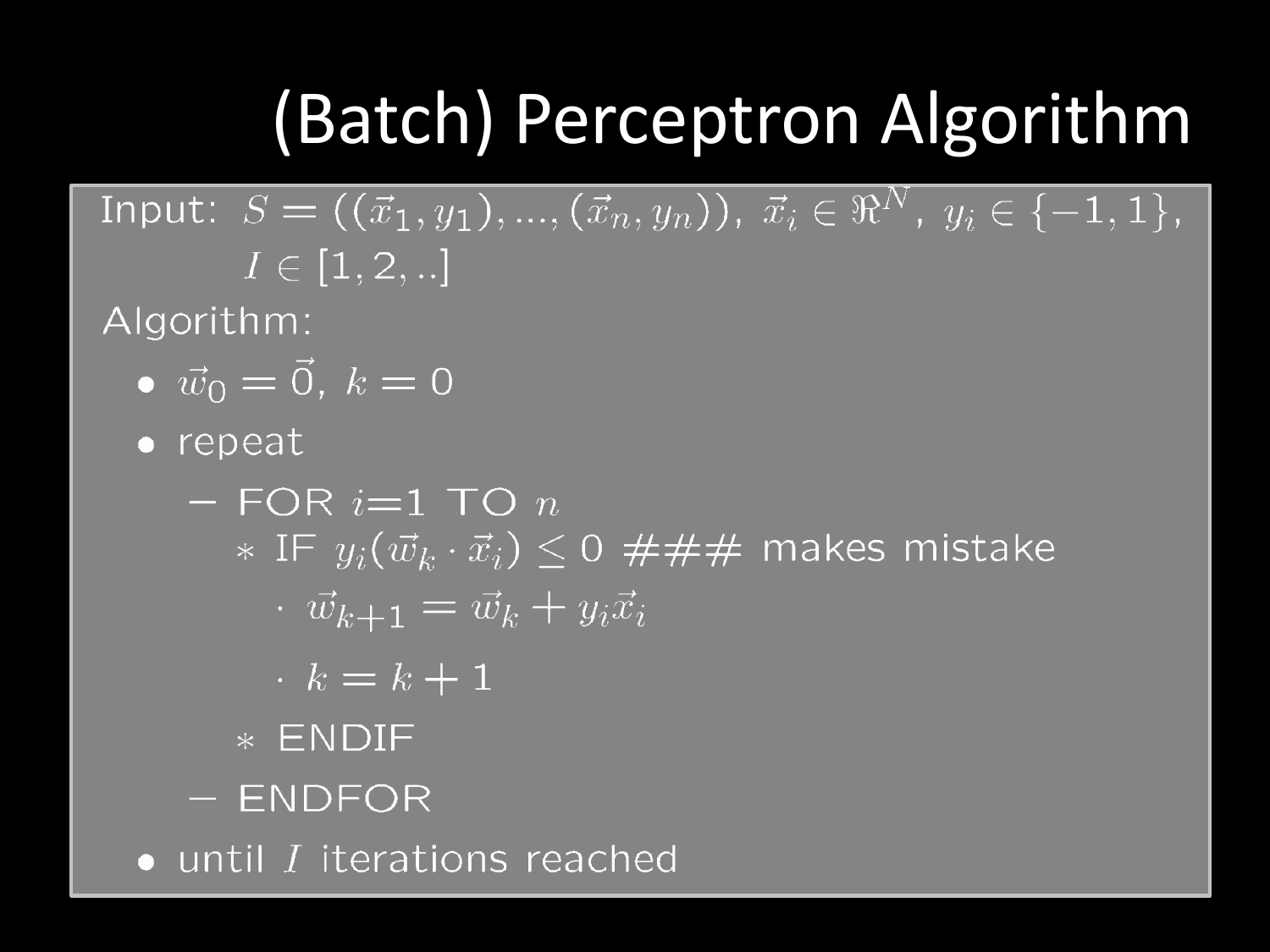# (Batch) Perceptron Algorithm

Input: $S = ((\vec{x}_1, y_1), ..., (\vec{x}_n, y_n))$, $\vec{x}_i \in \Re^N$, $y_i \in \{-1, 1\}$, $I \in [1, 2, ..]$

Algorithm:

- $\vec{w}_0 = \vec{0}$, $k = 0$
- repeat
  - FOR $i$=1 TO $n$
    - IF $y_i(\vec{w}_k \cdot \vec{x}_i) \leq 0$ ### makes mistake
      - $\vec{w}_{k+1} = \vec{w}_k + y_i \vec{x}_i$
      - $k = k + 1$
    - ENDIF
  - ENDFOR
- until $I$ iterations reached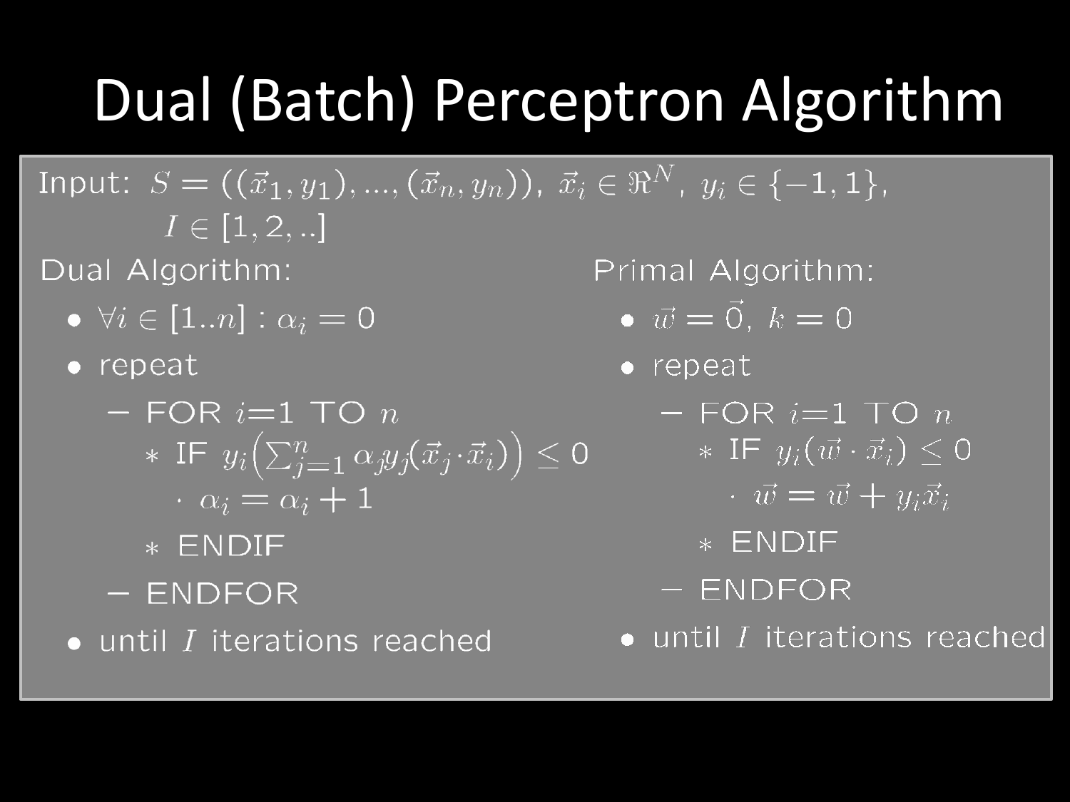# Dual (Batch) Perceptron Algorithm

Input: $S = ((\vec{x}_1, y_1), ..., (\vec{x}_n, y_n))$, $\vec{x}_i \in \Re^N$, $y_i \in \{-1, 1\}$,
$I \in [1, 2, ..]$

Dual Algorithm:

- $\forall i \in [1..n] : \alpha_i = 0$
- repeat
  - FOR $i$=1 TO $n$
    - IF $y_i\left(\sum_{j=1}^{n} \alpha_j y_j (\vec{x}_j \cdot \vec{x}_i)\right) \leq 0$
      - $\alpha_i = \alpha_i + 1$
    - ENDIF
  - ENDFOR
- until $I$ iterations reached

Primal Algorithm:

- $\vec{w} = \vec{0}$, $k = 0$
- repeat
  - FOR $i$=1 TO $n$
    - IF $y_i(\vec{w} \cdot \vec{x}_i) \leq 0$
      - $\vec{w} = \vec{w} + y_i \vec{x}_i$
    - ENDIF
  - ENDFOR
- until $I$ iterations reached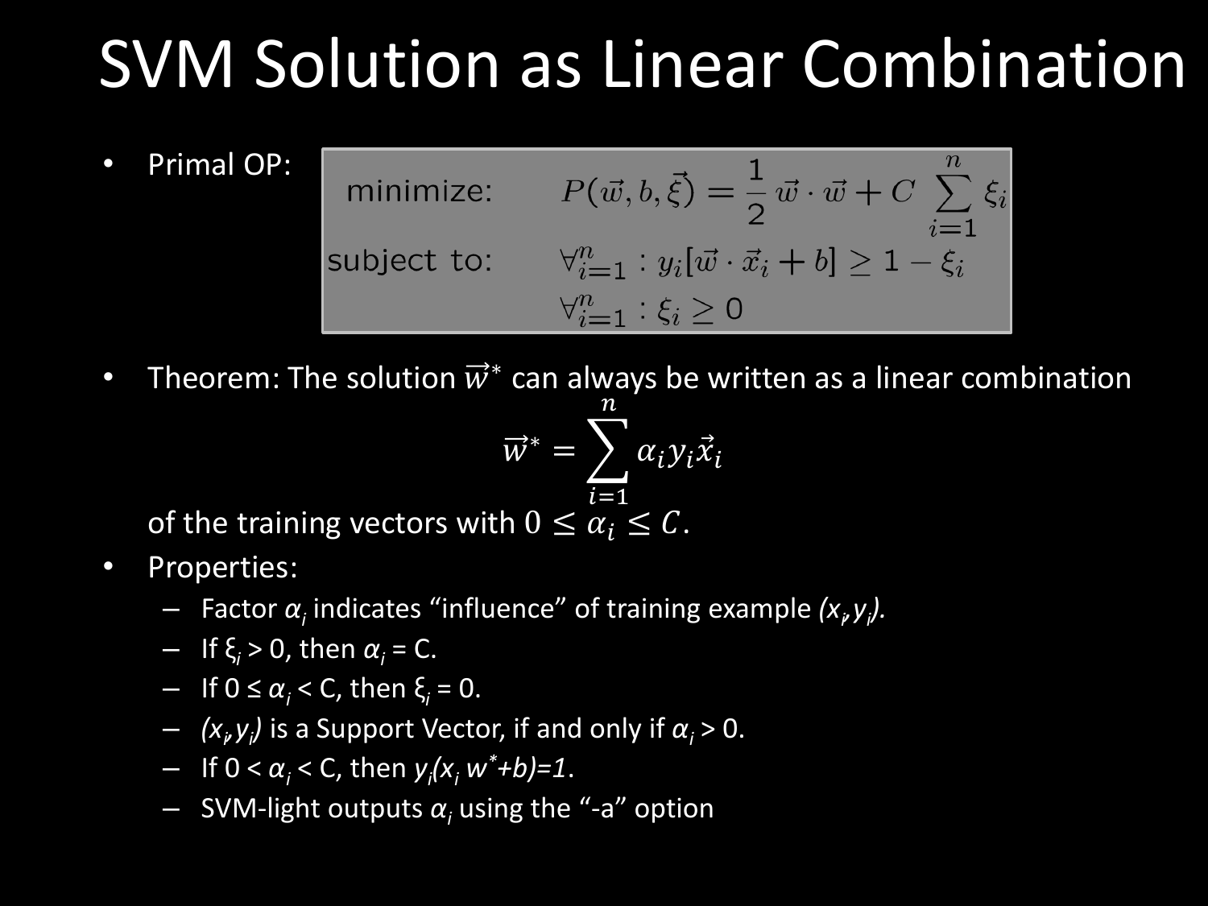# SVM Solution as Linear Combination

- Primal OP:

$$
\begin{aligned}
\text{minimize:} \quad & P(\vec{w}, b, \vec{\xi}) = \frac{1}{2}\, \vec{w} \cdot \vec{w} + C \sum_{i=1}^{n} \xi_i \\
\text{subject to:} \quad & \forall_{i=1}^{n} : y_i[\vec{w} \cdot \vec{x}_i + b] \geq 1 - \xi_i \\
& \forall_{i=1}^{n} : \xi_i \geq 0
\end{aligned}
$$

- Theorem: The solution $\vec{w}^*$ can always be written as a linear combination

$$
\vec{w}^* = \sum_{i=1}^{n} \alpha_i y_i \vec{x}_i
$$

  of the training vectors with $0 \leq \alpha_i \leq C$.

- Properties:
  - Factor $\alpha_i$ indicates "influence" of training example $(x_i, y_i)$.
  - If $\xi_i > 0$, then $\alpha_i = C$.
  - If $0 \leq \alpha_i < C$, then $\xi_i = 0$.
  - $(x_i, y_i)$ is a Support Vector, if and only if $\alpha_i > 0$.
  - If $0 < \alpha_i < C$, then $y_i(x_i\, w^* + b) = 1$.
  - SVM-light outputs $\alpha_i$ using the "-a" option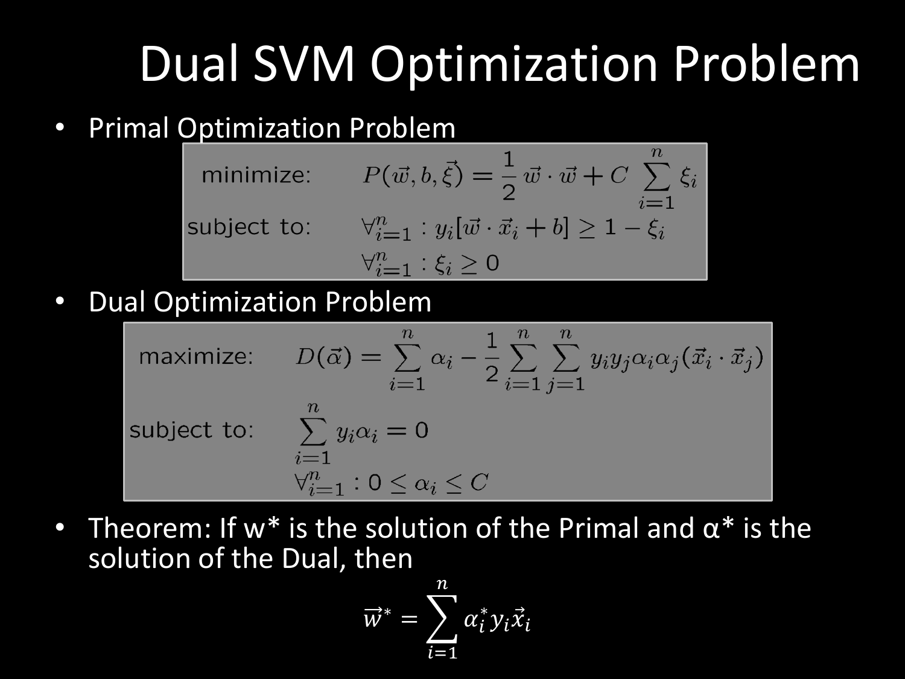# Dual SVM Optimization Problem

- Primal Optimization Problem

$$
\begin{aligned}
\text{minimize:} \quad & P(\vec{w}, b, \vec{\xi}) = \frac{1}{2}\,\vec{w}\cdot\vec{w} + C\sum_{i=1}^{n}\xi_i \\
\text{subject to:} \quad & \forall_{i=1}^{n} : y_i[\vec{w}\cdot\vec{x}_i + b] \geq 1 - \xi_i \\
& \forall_{i=1}^{n} : \xi_i \geq 0
\end{aligned}
$$

- Dual Optimization Problem

$$
\begin{aligned}
\text{maximize:} \quad & D(\vec{\alpha}) = \sum_{i=1}^{n}\alpha_i - \frac{1}{2}\sum_{i=1}^{n}\sum_{j=1}^{n} y_i y_j \alpha_i \alpha_j (\vec{x}_i \cdot \vec{x}_j) \\
\text{subject to:} \quad & \sum_{i=1}^{n} y_i \alpha_i = 0 \\
& \forall_{i=1}^{n} : 0 \leq \alpha_i \leq C
\end{aligned}
$$

- Theorem: If w* is the solution of the Primal and α* is the solution of the Dual, then

$$
\vec{w}^* = \sum_{i=1}^{n} \alpha_i^* y_i \vec{x}_i
$$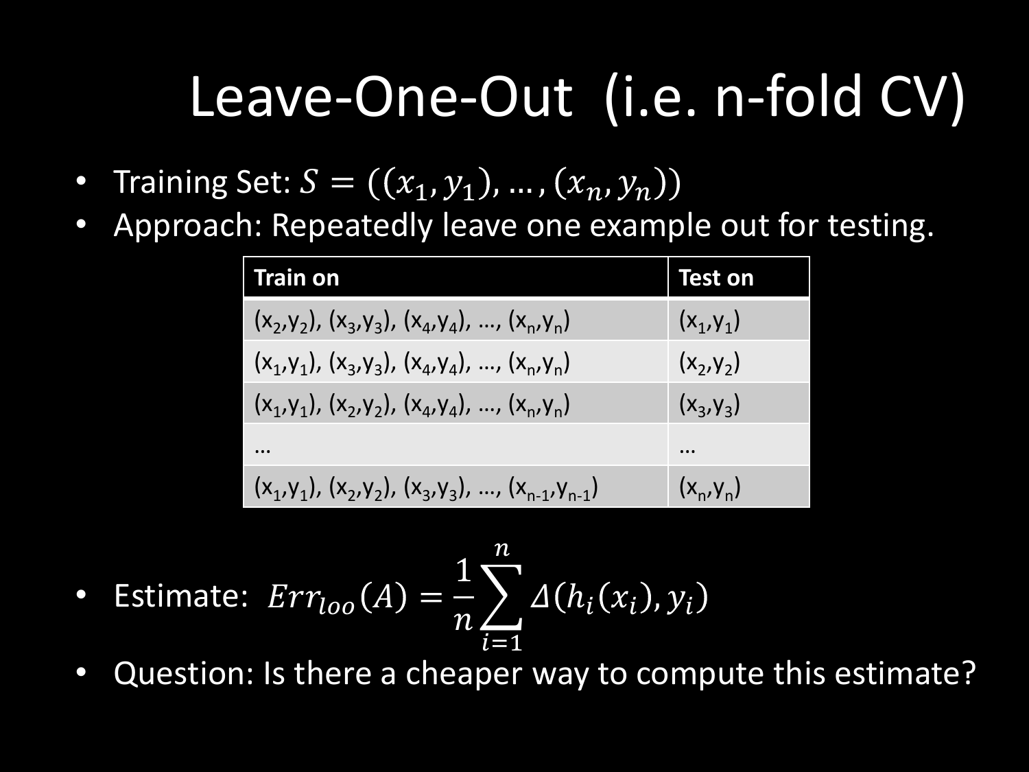# Leave-One-Out (i.e. n-fold CV)

- Training Set: $S = ((x_1, y_1), \ldots, (x_n, y_n))$
- Approach: Repeatedly leave one example out for testing.

| Train on | Test on |
| --- | --- |
| $(x_2,y_2)$, $(x_3,y_3)$, $(x_4,y_4)$, …, $(x_n,y_n)$ | $(x_1,y_1)$ |
| $(x_1,y_1)$, $(x_3,y_3)$, $(x_4,y_4)$, …, $(x_n,y_n)$ | $(x_2,y_2)$ |
| $(x_1,y_1)$, $(x_2,y_2)$, $(x_4,y_4)$, …, $(x_n,y_n)$ | $(x_3,y_3)$ |
| … | … |
| $(x_1,y_1)$, $(x_2,y_2)$, $(x_3,y_3)$, …, $(x_{n-1},y_{n-1})$ | $(x_n,y_n)$ |

- Estimate: $Err_{loo}(A) = \frac{1}{n} \sum_{i=1}^{n} \Delta(h_i(x_i), y_i)$
- Question: Is there a cheaper way to compute this estimate?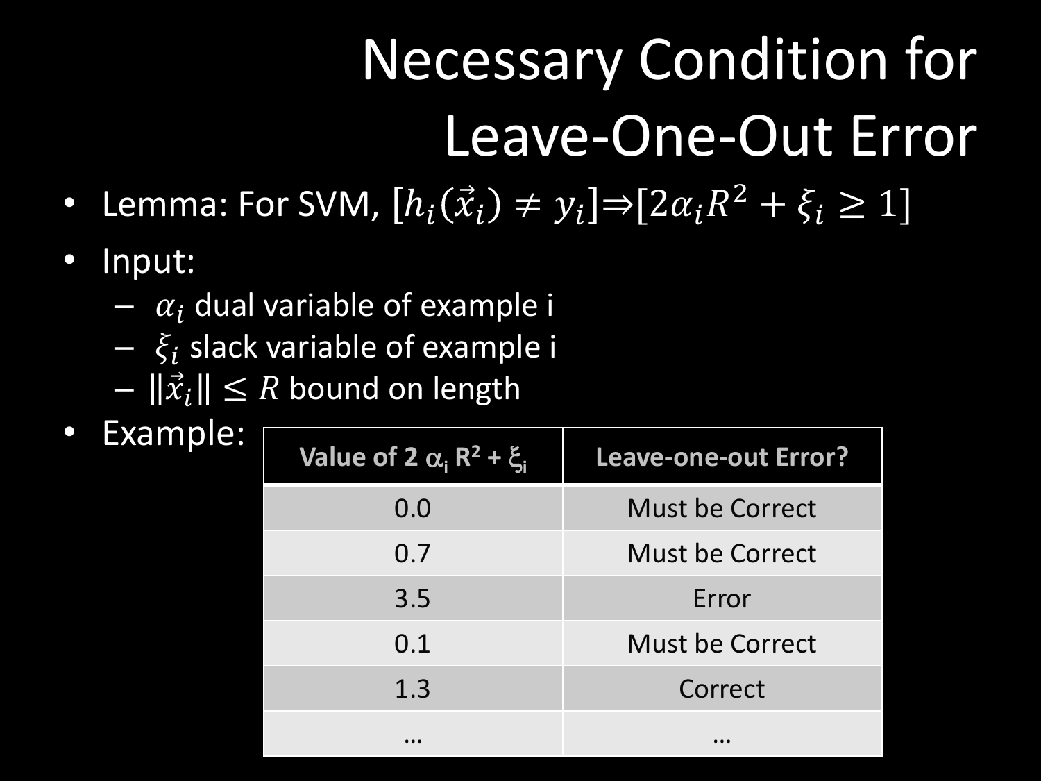# Necessary Condition for Leave-One-Out Error

- Lemma: For SVM, $[h_i(\vec{x}_i) \neq y_i] \Rightarrow [2\alpha_i R^2 + \xi_i \geq 1]$
- Input:
  - $\alpha_i$ dual variable of example i
  - $\xi_i$ slack variable of example i
  - $||\vec{x}_i|| \leq R$ bound on length
- Example:

| Value of $2\,\alpha_i\,R^2 + \xi_i$ | Leave-one-out Error? |
|---|---|
| 0.0 | Must be Correct |
| 0.7 | Must be Correct |
| 3.5 | Error |
| 0.1 | Must be Correct |
| 1.3 | Correct |
| … | … |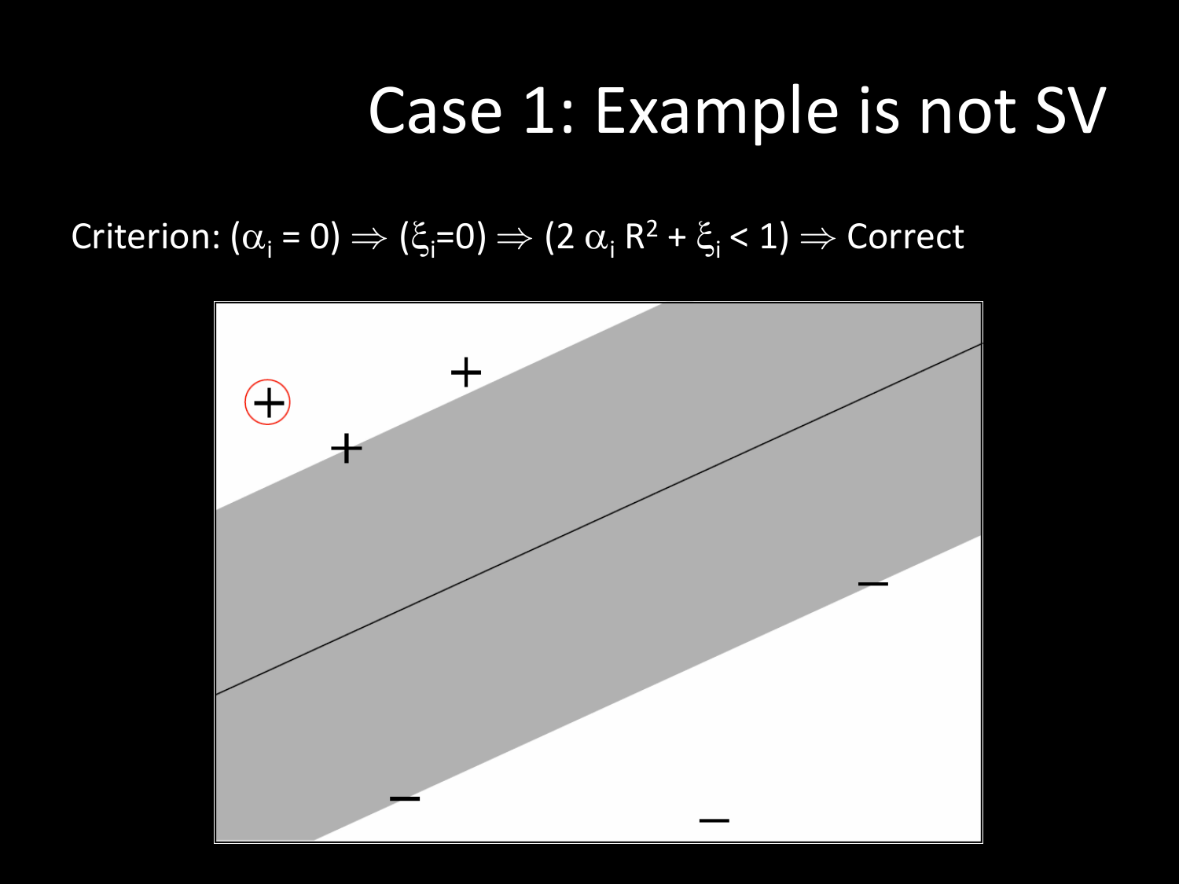# Case 1: Example is not SV

Criterion: $(\alpha_i = 0) \Rightarrow (\xi_i = 0) \Rightarrow (2\, \alpha_i\, R^2 + \xi_i < 1) \Rightarrow$ Correct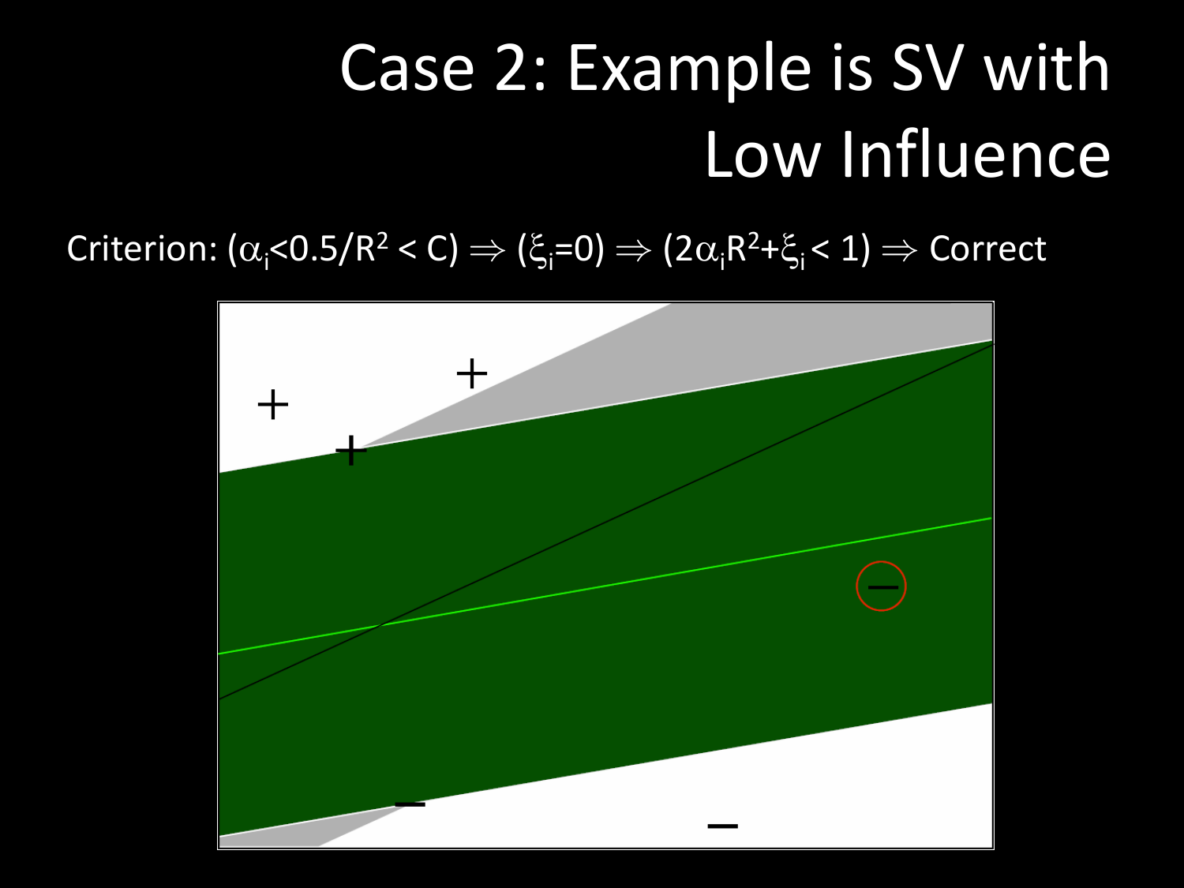# Case 2: Example is SV with Low Influence

Criterion: $(\alpha_i < 0.5/R^2 < C) \Rightarrow (\xi_i = 0) \Rightarrow (2\alpha_i R^2 + \xi_i < 1) \Rightarrow$ Correct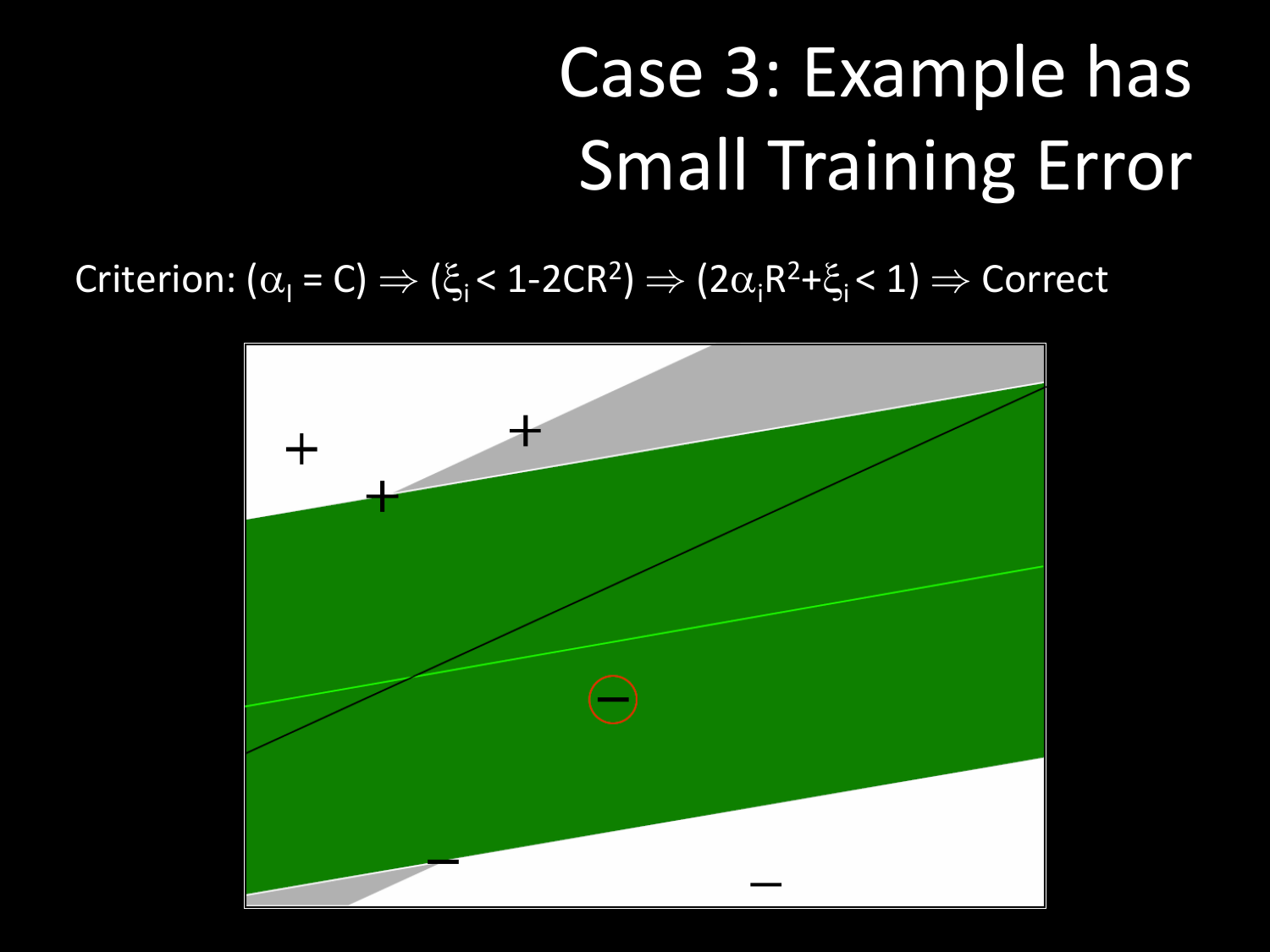# Case 3: Example has Small Training Error

Criterion: $(\alpha_l = C) \Rightarrow (\xi_i < 1\text{-}2CR^2) \Rightarrow (2\alpha_i R^2 + \xi_i < 1) \Rightarrow$ Correct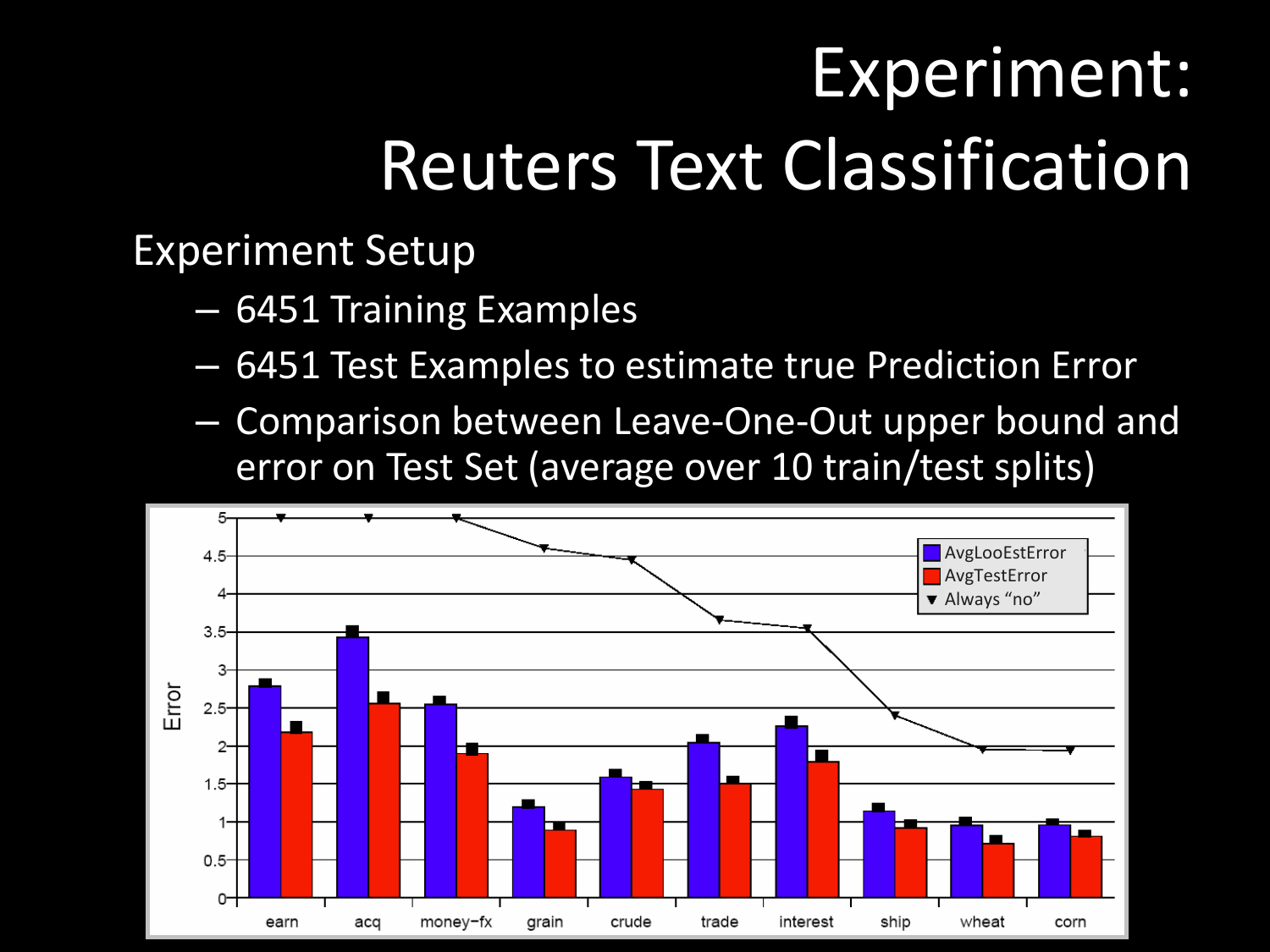# Experiment: Reuters Text Classification

Experiment Setup

- 6451 Training Examples
- 6451 Test Examples to estimate true Prediction Error
- Comparison between Leave-One-Out upper bound and error on Test Set (average over 10 train/test splits)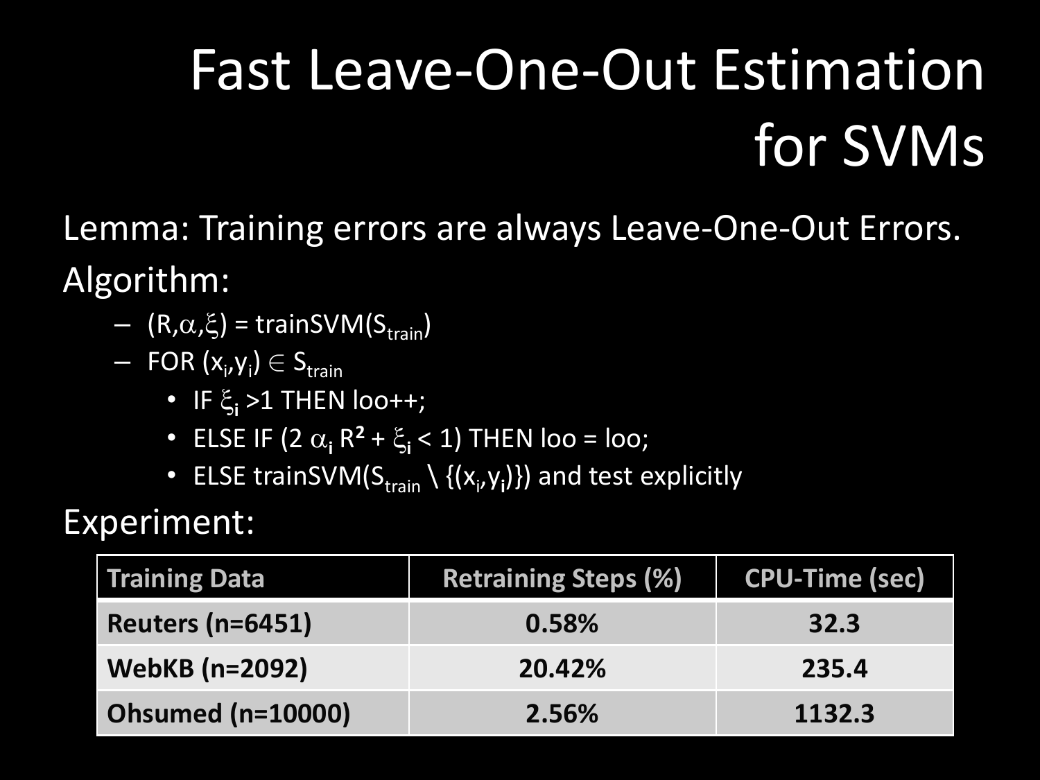# Fast Leave-One-Out Estimation for SVMs

Lemma: Training errors are always Leave-One-Out Errors.

Algorithm:

- $(R,\alpha,\xi)$ = trainSVM($S_{train}$)
- FOR $(x_i,y_i) \in S_{train}$
  - IF $\xi_i > 1$ THEN loo++;
  - ELSE IF $(2\,\alpha_i\,R^2 + \xi_i < 1)$ THEN loo = loo;
  - ELSE trainSVM($S_{train} \setminus \{(x_i,y_i)\}$) and test explicitly

Experiment:

| Training Data | Retraining Steps (%) | CPU-Time (sec) |
|---|---|---|
| **Reuters (n=6451)** | **0.58%** | **32.3** |
| **WebKB (n=2092)** | **20.42%** | **235.4** |
| **Ohsumed (n=10000)** | **2.56%** | **1132.3** |